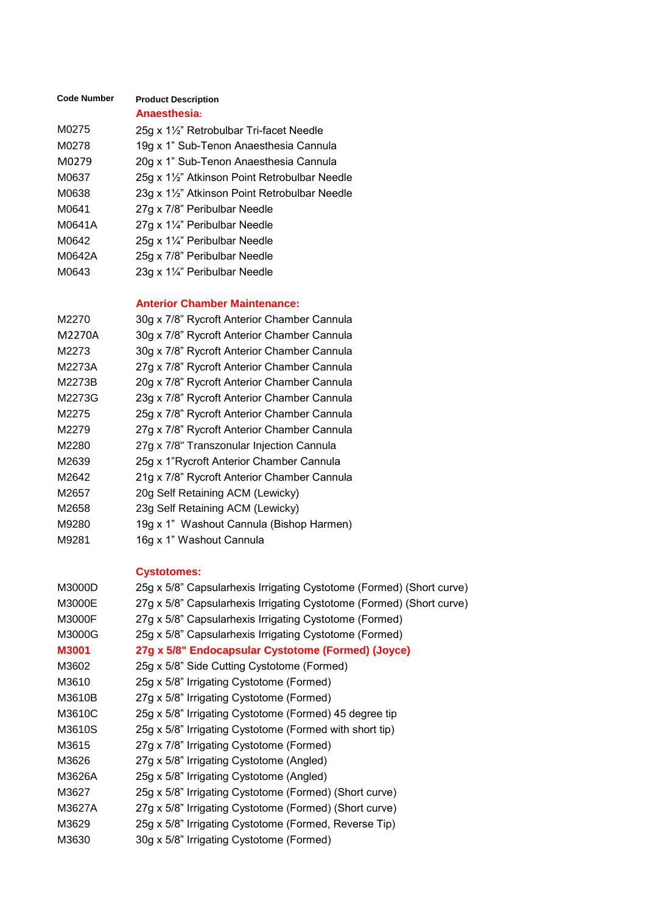| Code Number | Product Description |
| --- | --- |
| | **Anaesthesia:** |
| M0275 | 25g x 1½” Retrobulbar Tri-facet Needle |
| M0278 | 19g x 1” Sub-Tenon Anaesthesia Cannula |
| M0279 | 20g x 1” Sub-Tenon Anaesthesia Cannula |
| M0637 | 25g x 1½” Atkinson Point Retrobulbar Needle |
| M0638 | 23g x 1½” Atkinson Point Retrobulbar Needle |
| M0641 | 27g x 7/8” Peribulbar Needle |
| M0641A | 27g x 1¼” Peribulbar Needle |
| M0642 | 25g x 1¼” Peribulbar Needle |
| M0642A | 25g x 7/8” Peribulbar Needle |
| M0643 | 23g x 1¼” Peribulbar Needle |
| | |
| | **Anterior Chamber Maintenance:** |
| M2270 | 30g x 7/8” Rycroft Anterior Chamber Cannula |
| M2270A | 30g x 7/8” Rycroft Anterior Chamber Cannula |
| M2273 | 30g x 7/8” Rycroft Anterior Chamber Cannula |
| M2273A | 27g x 7/8” Rycroft Anterior Chamber Cannula |
| M2273B | 20g x 7/8” Rycroft Anterior Chamber Cannula |
| M2273G | 23g x 7/8” Rycroft Anterior Chamber Cannula |
| M2275 | 25g x 7/8” Rycroft Anterior Chamber Cannula |
| M2279 | 27g x 7/8” Rycroft Anterior Chamber Cannula |
| M2280 | 27g x 7/8" Transzonular Injection Cannula |
| M2639 | 25g x 1”Rycroft Anterior Chamber Cannula |
| M2642 | 21g x 7/8” Rycroft Anterior Chamber Cannula |
| M2657 | 20g Self Retaining ACM (Lewicky) |
| M2658 | 23g Self Retaining ACM (Lewicky) |
| M9280 | 19g x 1” Washout Cannula (Bishop Harmen) |
| M9281 | 16g x 1” Washout Cannula |
| | |
| | **Cystotomes:** |
| M3000D | 25g x 5/8” Capsularhexis Irrigating Cystotome (Formed) (Short curve) |
| M3000E | 27g x 5/8” Capsularhexis Irrigating Cystotome (Formed) (Short curve) |
| M3000F | 27g x 5/8” Capsularhexis Irrigating Cystotome (Formed) |
| M3000G | 25g x 5/8” Capsularhexis Irrigating Cystotome (Formed) |
| **M3001** | **27g x 5/8" Endocapsular Cystotome (Formed) (Joyce)** |
| M3602 | 25g x 5/8” Side Cutting Cystotome (Formed) |
| M3610 | 25g x 5/8” Irrigating Cystotome (Formed) |
| M3610B | 27g x 5/8” Irrigating Cystotome (Formed) |
| M3610C | 25g x 5/8” Irrigating Cystotome (Formed) 45 degree tip |
| M3610S | 25g x 5/8” Irrigating Cystotome (Formed with short tip) |
| M3615 | 27g x 7/8” Irrigating Cystotome (Formed) |
| M3626 | 27g x 5/8” Irrigating Cystotome (Angled) |
| M3626A | 25g x 5/8” Irrigating Cystotome (Angled) |
| M3627 | 25g x 5/8” Irrigating Cystotome (Formed) (Short curve) |
| M3627A | 27g x 5/8” Irrigating Cystotome (Formed) (Short curve) |
| M3629 | 25g x 5/8” Irrigating Cystotome (Formed, Reverse Tip) |
| M3630 | 30g x 5/8” Irrigating Cystotome (Formed) |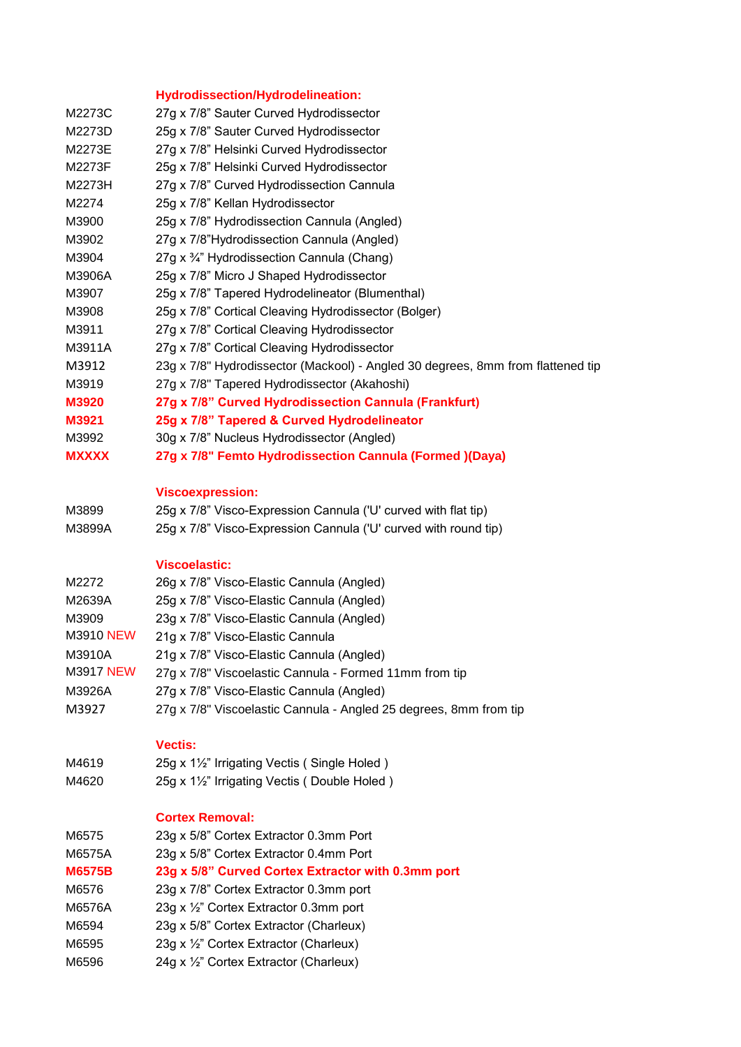### Hydrodissection/Hydrodelineation:

| | |
|---|---|
| M2273C | 27g x 7/8” Sauter Curved Hydrodissector |
| M2273D | 25g x 7/8” Sauter Curved Hydrodissector |
| M2273E | 27g x 7/8” Helsinki Curved Hydrodissector |
| M2273F | 25g x 7/8” Helsinki Curved Hydrodissector |
| M2273H | 27g x 7/8” Curved Hydrodissection Cannula |
| M2274 | 25g x 7/8” Kellan Hydrodissector |
| M3900 | 25g x 7/8” Hydrodissection Cannula (Angled) |
| M3902 | 27g x 7/8”Hydrodissection Cannula (Angled) |
| M3904 | 27g x ¾” Hydrodissection Cannula (Chang) |
| M3906A | 25g x 7/8” Micro J Shaped Hydrodissector |
| M3907 | 25g x 7/8” Tapered Hydrodelineator (Blumenthal) |
| M3908 | 25g x 7/8” Cortical Cleaving Hydrodissector (Bolger) |
| M3911 | 27g x 7/8” Cortical Cleaving Hydrodissector |
| M3911A | 27g x 7/8” Cortical Cleaving Hydrodissector |
| M3912 | 23g x 7/8" Hydrodissector (Mackool) - Angled 30 degrees, 8mm from flattened tip |
| M3919 | 27g x 7/8" Tapered Hydrodissector (Akahoshi) |
| **M3920** | **27g x 7/8” Curved Hydrodissection Cannula (Frankfurt)** |
| **M3921** | **25g x 7/8” Tapered & Curved Hydrodelineator** |
| M3992 | 30g x 7/8” Nucleus Hydrodissector (Angled) |
| **MXXXX** | **27g x 7/8" Femto Hydrodissection Cannula (Formed )(Daya)** |

### Viscoexpression:

| | |
|---|---|
| M3899 | 25g x 7/8” Visco-Expression Cannula ('U' curved with flat tip) |
| M3899A | 25g x 7/8” Visco-Expression Cannula ('U' curved with round tip) |

### Viscoelastic:

| | |
|---|---|
| M2272 | 26g x 7/8” Visco-Elastic Cannula (Angled) |
| M2639A | 25g x 7/8” Visco-Elastic Cannula (Angled) |
| M3909 | 23g x 7/8” Visco-Elastic Cannula (Angled) |
| M3910 NEW | 21g x 7/8” Visco-Elastic Cannula |
| M3910A | 21g x 7/8” Visco-Elastic Cannula (Angled) |
| M3917 NEW | 27g x 7/8" Viscoelastic Cannula - Formed 11mm from tip |
| M3926A | 27g x 7/8” Visco-Elastic Cannula (Angled) |
| M3927 | 27g x 7/8" Viscoelastic Cannula - Angled 25 degrees, 8mm from tip |

### Vectis:

| | |
|---|---|
| M4619 | 25g x 1½” Irrigating Vectis ( Single Holed ) |
| M4620 | 25g x 1½” Irrigating Vectis ( Double Holed ) |

### Cortex Removal:

| | |
|---|---|
| M6575 | 23g x 5/8” Cortex Extractor 0.3mm Port |
| M6575A | 23g x 5/8” Cortex Extractor 0.4mm Port |
| **M6575B** | **23g x 5/8” Curved Cortex Extractor with 0.3mm port** |
| M6576 | 23g x 7/8” Cortex Extractor 0.3mm port |
| M6576A | 23g x ½” Cortex Extractor 0.3mm port |
| M6594 | 23g x 5/8” Cortex Extractor (Charleux) |
| M6595 | 23g x ½” Cortex Extractor (Charleux) |
| M6596 | 24g x ½” Cortex Extractor (Charleux) |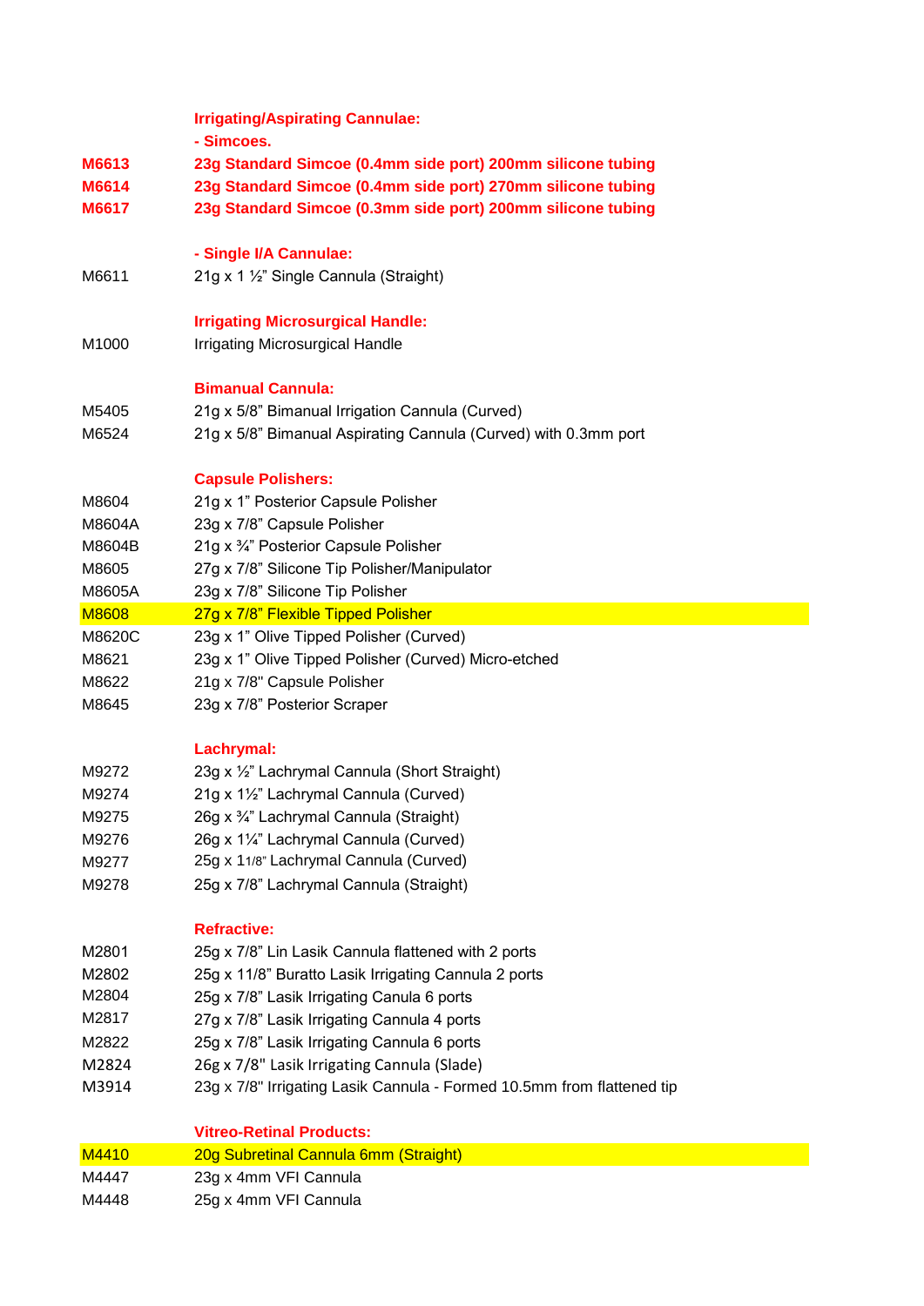| | **Irrigating/Aspirating Cannulae:** |
|---|---|
| | **- Simcoes.** |
| **M6613** | **23g Standard Simcoe (0.4mm side port) 200mm silicone tubing** |
| **M6614** | **23g Standard Simcoe (0.4mm side port) 270mm silicone tubing** |
| **M6617** | **23g Standard Simcoe (0.3mm side port) 200mm silicone tubing** |
| | |
| | **- Single I/A Cannulae:** |
| M6611 | 21g x 1 ½" Single Cannula (Straight) |
| | |
| | **Irrigating Microsurgical Handle:** |
| M1000 | Irrigating Microsurgical Handle |
| | |
| | **Bimanual Cannula:** |
| M5405 | 21g x 5/8" Bimanual Irrigation Cannula (Curved) |
| M6524 | 21g x 5/8" Bimanual Aspirating Cannula (Curved) with 0.3mm port |
| | |
| | **Capsule Polishers:** |
| M8604 | 21g x 1" Posterior Capsule Polisher |
| M8604A | 23g x 7/8" Capsule Polisher |
| M8604B | 21g x ¾" Posterior Capsule Polisher |
| M8605 | 27g x 7/8" Silicone Tip Polisher/Manipulator |
| M8605A | 23g x 7/8" Silicone Tip Polisher |
| M8608 | 27g x 7/8" Flexible Tipped Polisher |
| M8620C | 23g x 1" Olive Tipped Polisher (Curved) |
| M8621 | 23g x 1" Olive Tipped Polisher (Curved) Micro-etched |
| M8622 | 21g x 7/8" Capsule Polisher |
| M8645 | 23g x 7/8" Posterior Scraper |
| | |
| | **Lachrymal:** |
| M9272 | 23g x ½" Lachrymal Cannula (Short Straight) |
| M9274 | 21g x 1½" Lachrymal Cannula (Curved) |
| M9275 | 26g x ¾" Lachrymal Cannula (Straight) |
| M9276 | 26g x 1¼" Lachrymal Cannula (Curved) |
| M9277 | 25g x 11/8" Lachrymal Cannula (Curved) |
| M9278 | 25g x 7/8" Lachrymal Cannula (Straight) |
| | |
| | **Refractive:** |
| M2801 | 25g x 7/8" Lin Lasik Cannula flattened with 2 ports |
| M2802 | 25g x 11/8" Buratto Lasik Irrigating Cannula 2 ports |
| M2804 | 25g x 7/8" Lasik Irrigating Canula 6 ports |
| M2817 | 27g x 7/8" Lasik Irrigating Cannula 4 ports |
| M2822 | 25g x 7/8" Lasik Irrigating Cannula 6 ports |
| M2824 | 26g x 7/8" Lasik Irrigating Cannula (Slade) |
| M3914 | 23g x 7/8" Irrigating Lasik Cannula - Formed 10.5mm from flattened tip |
| | |
| | **Vitreo-Retinal Products:** |
| M4410 | 20g Subretinal Cannula 6mm (Straight) |
| M4447 | 23g x 4mm VFI Cannula |
| M4448 | 25g x 4mm VFI Cannula |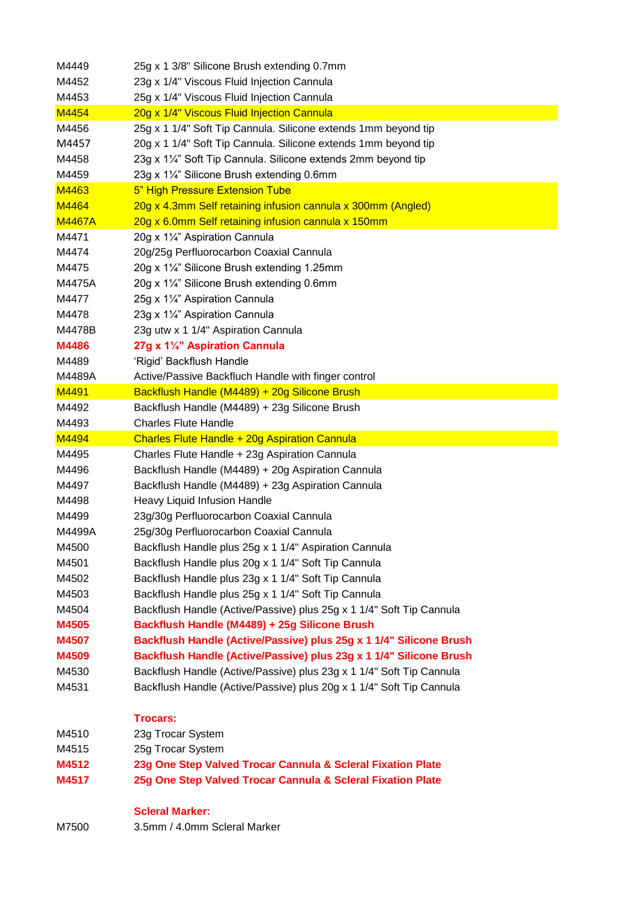| | |
|---|---|
| M4449 | 25g x 1 3/8" Silicone Brush extending 0.7mm |
| M4452 | 23g x 1/4" Viscous Fluid Injection Cannula |
| M4453 | 25g x 1/4" Viscous Fluid Injection Cannula |
| M4454 | 20g x 1/4" Viscous Fluid Injection Cannula |
| M4456 | 25g x 1 1/4" Soft Tip Cannula. Silicone extends 1mm beyond tip |
| M4457 | 20g x 1 1/4" Soft Tip Cannula. Silicone extends 1mm beyond tip |
| M4458 | 23g x 1¼" Soft Tip Cannula. Silicone extends 2mm beyond tip |
| M4459 | 23g x 1¼" Silicone Brush extending 0.6mm |
| M4463 | 5" High Pressure Extension Tube |
| M4464 | 20g x 4.3mm Self retaining infusion cannula x 300mm (Angled) |
| M4467A | 20g x 6.0mm Self retaining infusion cannula x 150mm |
| M4471 | 20g x 1¼" Aspiration Cannula |
| M4474 | 20g/25g Perfluorocarbon Coaxial Cannula |
| M4475 | 20g x 1¼" Silicone Brush extending 1.25mm |
| M4475A | 20g x 1¼" Silicone Brush extending 0.6mm |
| M4477 | 25g x 1¼" Aspiration Cannula |
| M4478 | 23g x 1¼" Aspiration Cannula |
| M4478B | 23g utw x 1 1/4" Aspiration Cannula |
| **M4486** | **27g x 1¼" Aspiration Cannula** |
| M4489 | 'Rigid' Backflush Handle |
| M4489A | Active/Passive Backfluch Handle with finger control |
| M4491 | Backflush Handle (M4489) + 20g Silicone Brush |
| M4492 | Backflush Handle (M4489) + 23g Silicone Brush |
| M4493 | Charles Flute Handle |
| M4494 | Charles Flute Handle + 20g Aspiration Cannula |
| M4495 | Charles Flute Handle + 23g Aspiration Cannula |
| M4496 | Backflush Handle (M4489) + 20g Aspiration Cannula |
| M4497 | Backflush Handle (M4489) + 23g Aspiration Cannula |
| M4498 | Heavy Liquid Infusion Handle |
| M4499 | 23g/30g Perfluorocarbon Coaxial Cannula |
| M4499A | 25g/30g Perfluorocarbon Coaxial Cannula |
| M4500 | Backflush Handle plus 25g x 1 1/4" Aspiration Cannula |
| M4501 | Backflush Handle plus 20g x 1 1/4" Soft Tip Cannula |
| M4502 | Backflush Handle plus 23g x 1 1/4" Soft Tip Cannula |
| M4503 | Backflush Handle plus 25g x 1 1/4" Soft Tip Cannula |
| M4504 | Backflush Handle (Active/Passive) plus 25g x 1 1/4" Soft Tip Cannula |
| **M4505** | **Backflush Handle (M4489) + 25g Silicone Brush** |
| **M4507** | **Backflush Handle (Active/Passive) plus 25g x 1 1/4" Silicone Brush** |
| **M4509** | **Backflush Handle (Active/Passive) plus 23g x 1 1/4" Silicone Brush** |
| M4530 | Backflush Handle (Active/Passive) plus 23g x 1 1/4" Soft Tip Cannula |
| M4531 | Backflush Handle (Active/Passive) plus 20g x 1 1/4" Soft Tip Cannula |

**Trocars:**

| | |
|---|---|
| M4510 | 23g Trocar System |
| M4515 | 25g Trocar System |
| **M4512** | **23g One Step Valved Trocar Cannula & Scleral Fixation Plate** |
| **M4517** | **25g One Step Valved Trocar Cannula & Scleral Fixation Plate** |

**Scleral Marker:**

| | |
|---|---|
| M7500 | 3.5mm / 4.0mm Scleral Marker |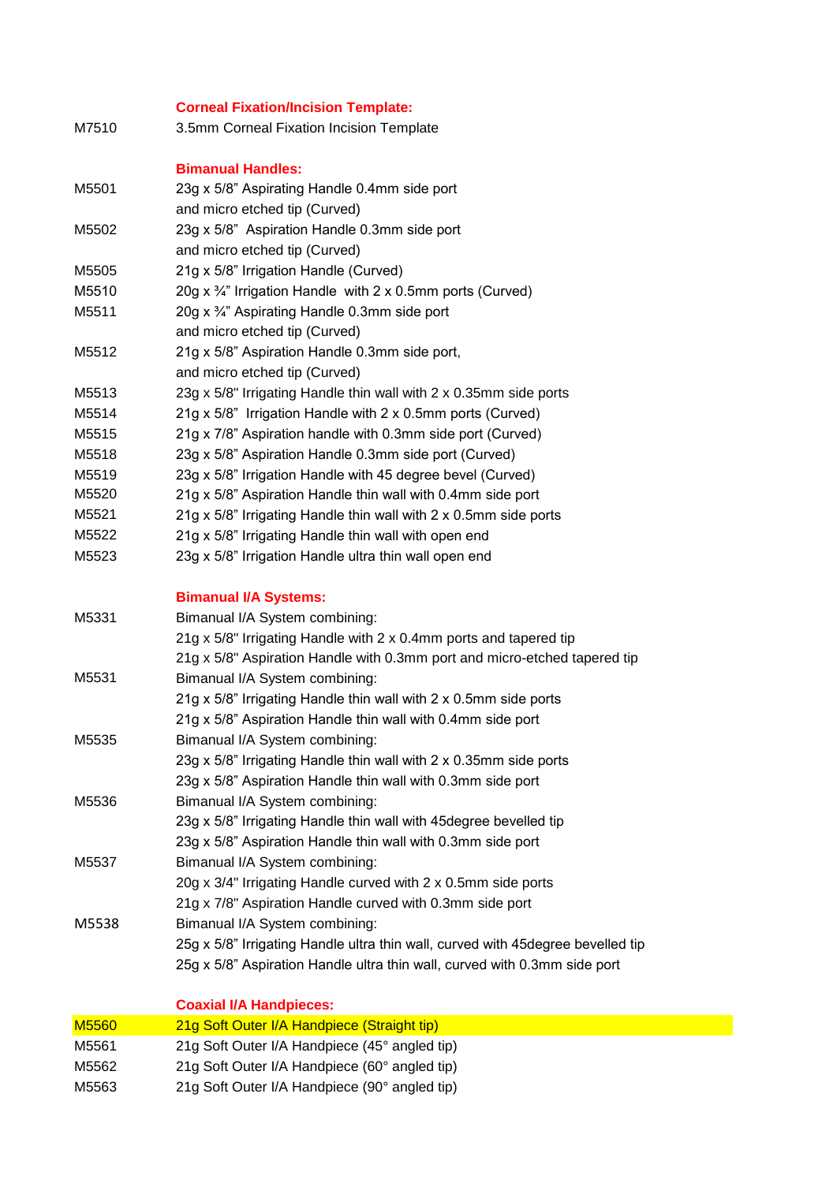### Corneal Fixation/Incision Template:

| | |
|---|---|
| M7510 | 3.5mm Corneal Fixation Incision Template |

### Bimanual Handles:

| | |
|---|---|
| M5501 | 23g x 5/8" Aspirating Handle 0.4mm side port and micro etched tip (Curved) |
| M5502 | 23g x 5/8"  Aspiration Handle 0.3mm side port and micro etched tip (Curved) |
| M5505 | 21g x 5/8" Irrigation Handle (Curved) |
| M5510 | 20g x ¾" Irrigation Handle  with 2 x 0.5mm ports (Curved) |
| M5511 | 20g x ¾" Aspirating Handle 0.3mm side port and micro etched tip (Curved) |
| M5512 | 21g x 5/8" Aspiration Handle 0.3mm side port, and micro etched tip (Curved) |
| M5513 | 23g x 5/8" Irrigating Handle thin wall with 2 x 0.35mm side ports |
| M5514 | 21g x 5/8"  Irrigation Handle with 2 x 0.5mm ports (Curved) |
| M5515 | 21g x 7/8" Aspiration handle with 0.3mm side port (Curved) |
| M5518 | 23g x 5/8" Aspiration Handle 0.3mm side port (Curved) |
| M5519 | 23g x 5/8" Irrigation Handle with 45 degree bevel (Curved) |
| M5520 | 21g x 5/8" Aspiration Handle thin wall with 0.4mm side port |
| M5521 | 21g x 5/8" Irrigating Handle thin wall with 2 x 0.5mm side ports |
| M5522 | 21g x 5/8" Irrigating Handle thin wall with open end |
| M5523 | 23g x 5/8" Irrigation Handle ultra thin wall open end |

### Bimanual I/A Systems:

| | |
|---|---|
| M5331 | Bimanual I/A System combining:<br>21g x 5/8" Irrigating Handle with 2 x 0.4mm ports and tapered tip<br>21g x 5/8" Aspiration Handle with 0.3mm port and micro-etched tapered tip |
| M5531 | Bimanual I/A System combining:<br>21g x 5/8" Irrigating Handle thin wall with 2 x 0.5mm side ports<br>21g x 5/8" Aspiration Handle thin wall with 0.4mm side port |
| M5535 | Bimanual I/A System combining:<br>23g x 5/8" Irrigating Handle thin wall with 2 x 0.35mm side ports<br>23g x 5/8" Aspiration Handle thin wall with 0.3mm side port |
| M5536 | Bimanual I/A System combining:<br>23g x 5/8" Irrigating Handle thin wall with 45degree bevelled tip<br>23g x 5/8" Aspiration Handle thin wall with 0.3mm side port |
| M5537 | Bimanual I/A System combining:<br>20g x 3/4" Irrigating Handle curved with 2 x 0.5mm side ports<br>21g x 7/8" Aspiration Handle curved with 0.3mm side port |
| M5538 | Bimanual I/A System combining:<br>25g x 5/8" Irrigating Handle ultra thin wall, curved with 45degree bevelled tip<br>25g x 5/8" Aspiration Handle ultra thin wall, curved with 0.3mm side port |

### Coaxial I/A Handpieces:

| | |
|---|---|
| M5560 | 21g Soft Outer I/A Handpiece (Straight tip) |
| M5561 | 21g Soft Outer I/A Handpiece (45° angled tip) |
| M5562 | 21g Soft Outer I/A Handpiece (60° angled tip) |
| M5563 | 21g Soft Outer I/A Handpiece (90° angled tip) |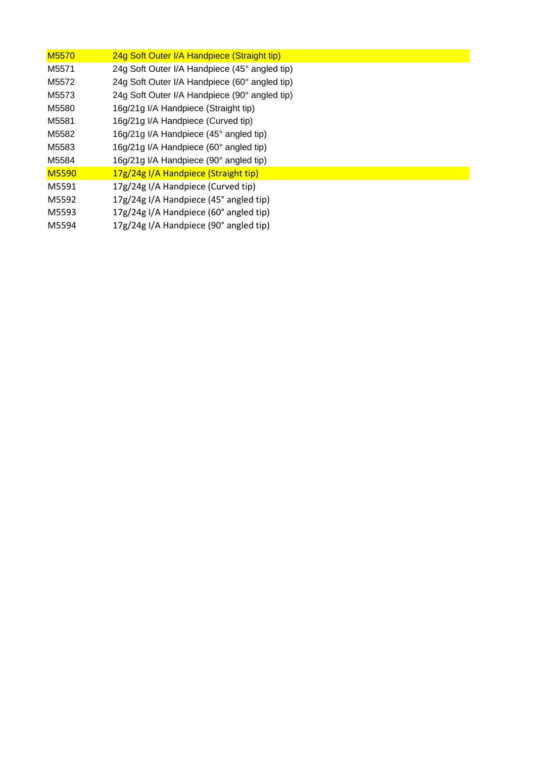| | |
|---|---|
| M5570 | 24g Soft Outer I/A Handpiece (Straight tip) |
| M5571 | 24g Soft Outer I/A Handpiece (45° angled tip) |
| M5572 | 24g Soft Outer I/A Handpiece (60° angled tip) |
| M5573 | 24g Soft Outer I/A Handpiece (90° angled tip) |
| M5580 | 16g/21g I/A Handpiece (Straight tip) |
| M5581 | 16g/21g I/A Handpiece (Curved tip) |
| M5582 | 16g/21g I/A Handpiece (45° angled tip) |
| M5583 | 16g/21g I/A Handpiece (60° angled tip) |
| M5584 | 16g/21g I/A Handpiece (90° angled tip) |
| M5590 | 17g/24g I/A Handpiece (Straight tip) |
| M5591 | 17g/24g I/A Handpiece (Curved tip) |
| M5592 | 17g/24g I/A Handpiece (45° angled tip) |
| M5593 | 17g/24g I/A Handpiece (60° angled tip) |
| M5594 | 17g/24g I/A Handpiece (90° angled tip) |